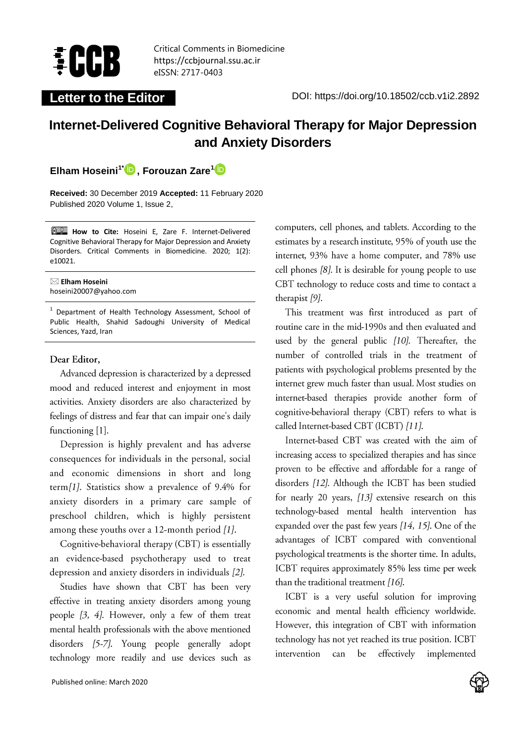Critical Comments in Biomedicine
https://ccbjournal.ssu.ac.ir
eISSN: 2717-0403

**Letter to the Editor**

DOI: https://doi.org/10.18502/ccb.v1i2.2892

# Internet-Delivered Cognitive Behavioral Therapy for Major Depression and Anxiety Disorders

**Elham Hoseini[1*], Forouzan Zare[1]**

**Received:** 30 December 2019 **Accepted:** 11 February 2020
Published 2020 Volume 1, Issue 2,

**How to Cite:** Hoseini E, Zare F. Internet-Delivered Cognitive Behavioral Therapy for Major Depression and Anxiety Disorders. Critical Comments in Biomedicine. 2020; 1(2): e10021.

**Elham Hoseini**
hoseini20007@yahoo.com

[1] Department of Health Technology Assessment, School of Public Health, Shahid Sadoughi University of Medical Sciences, Yazd, Iran

**Dear Editor,**

Advanced depression is characterized by a depressed mood and reduced interest and enjoyment in most activities. Anxiety disorders are also characterized by feelings of distress and fear that can impair one's daily functioning [1].

Depression is highly prevalent and has adverse consequences for individuals in the personal, social and economic dimensions in short and long term*[1]*. Statistics show a prevalence of 9.4% for anxiety disorders in a primary care sample of preschool children, which is highly persistent among these youths over a 12-month period *[1]*.

Cognitive-behavioral therapy (CBT) is essentially an evidence-based psychotherapy used to treat depression and anxiety disorders in individuals *[2]*.

Studies have shown that CBT has been very effective in treating anxiety disorders among young people *[3, 4]*. However, only a few of them treat mental health professionals with the above mentioned disorders *[5-7]*. Young people generally adopt technology more readily and use devices such as computers, cell phones, and tablets. According to the estimates by a research institute, 95% of youth use the internet, 93% have a home computer, and 78% use cell phones *[8]*. It is desirable for young people to use CBT technology to reduce costs and time to contact a therapist *[9]*.

This treatment was first introduced as part of routine care in the mid-1990s and then evaluated and used by the general public *[10]*. Thereafter, the number of controlled trials in the treatment of patients with psychological problems presented by the internet grew much faster than usual. Most studies on internet-based therapies provide another form of cognitive-behavioral therapy (CBT) refers to what is called Internet-based CBT (ICBT) *[11]*.

Internet-based CBT was created with the aim of increasing access to specialized therapies and has since proven to be effective and affordable for a range of disorders *[12]*. Although the ICBT has been studied for nearly 20 years, *[13]* extensive research on this technology-based mental health intervention has expanded over the past few years *[14, 15]*. One of the advantages of ICBT compared with conventional psychological treatments is the shorter time. In adults, ICBT requires approximately 85% less time per week than the traditional treatment *[16]*.

ICBT is a very useful solution for improving economic and mental health efficiency worldwide. However, this integration of CBT with information technology has not yet reached its true position. ICBT intervention can be effectively implemented

Published online: March 2020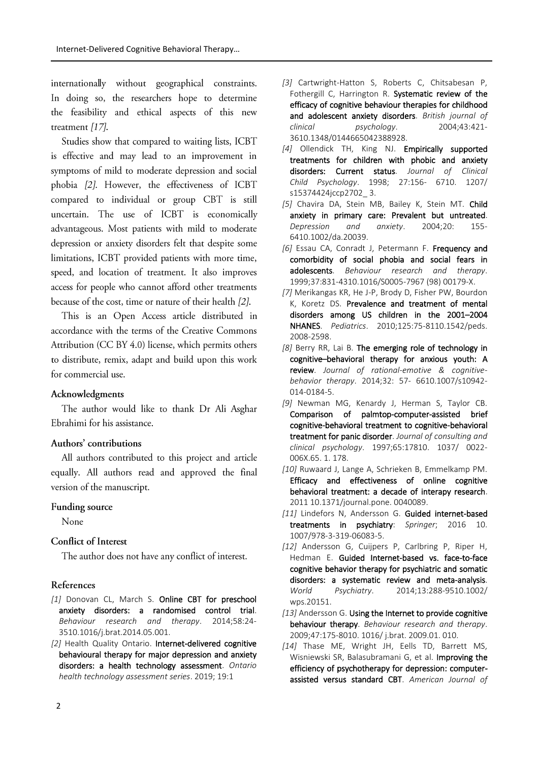internationally without geographical constraints. In doing so, the researchers hope to determine the feasibility and ethical aspects of this new treatment *[17]*.

Studies show that compared to waiting lists, ICBT is effective and may lead to an improvement in symptoms of mild to moderate depression and social phobia *[2]*. However, the effectiveness of ICBT compared to individual or group CBT is still uncertain. The use of ICBT is economically advantageous. Most patients with mild to moderate depression or anxiety disorders felt that despite some limitations, ICBT provided patients with more time, speed, and location of treatment. It also improves access for people who cannot afford other treatments because of the cost, time or nature of their health *[2]*.

This is an Open Access article distributed in accordance with the terms of the Creative Commons Attribution (CC BY 4.0) license, which permits others to distribute, remix, adapt and build upon this work for commercial use.

### Acknowledgments

The author would like to thank Dr Ali Asghar Ebrahimi for his assistance.

### Authors' contributions

All authors contributed to this project and article equally. All authors read and approved the final version of the manuscript.

### Funding source

None

### Conflict of Interest

The author does not have any conflict of interest.

### References

*[1]* Donovan CL, March S. **Online CBT for preschool anxiety disorders: a randomised control trial**. *Behaviour research and therapy*. 2014;58:24-3510.1016/j.brat.2014.05.001.

*[2]* Health Quality Ontario. **Internet-delivered cognitive behavioural therapy for major depression and anxiety disorders: a health technology assessment**. *Ontario health technology assessment series*. 2019; 19:1

*[3]* Cartwright-Hatton S, Roberts C, Chitsabesan P, Fothergill C, Harrington R. **Systematic review of the efficacy of cognitive behaviour therapies for childhood and adolescent anxiety disorders**. *British journal of clinical psychology*. 2004;43:421-3610.1348/0144665042388928.

*[4]* Ollendick TH, King NJ. **Empirically supported treatments for children with phobic and anxiety disorders: Current status**. *Journal of Clinical Child Psychology*. 1998; 27:156- 6710. 1207/ s15374424jccp2702_ 3.

*[5]* Chavira DA, Stein MB, Bailey K, Stein MT. **Child anxiety in primary care: Prevalent but untreated**. *Depression and anxiety*. 2004;20: 155-6410.1002/da.20039.

*[6]* Essau CA, Conradt J, Petermann F. **Frequency and comorbidity of social phobia and social fears in adolescents**. *Behaviour research and therapy*. 1999;37:831-4310.1016/S0005-7967 (98) 00179-X.

*[7]* Merikangas KR, He J-P, Brody D, Fisher PW, Bourdon K, Koretz DS. **Prevalence and treatment of mental disorders among US children in the 2001–2004 NHANES**. *Pediatrics*. 2010;125:75-8110.1542/peds. 2008-2598.

*[8]* Berry RR, Lai B. **The emerging role of technology in cognitive–behavioral therapy for anxious youth: A review**. *Journal of rational-emotive & cognitive-behavior therapy*. 2014;32: 57- 6610.1007/s10942-014-0184-5.

*[9]* Newman MG, Kenardy J, Herman S, Taylor CB. **Comparison of palmtop-computer-assisted brief cognitive-behavioral treatment to cognitive-behavioral treatment for panic disorder**. *Journal of consulting and clinical psychology*. 1997;65:17810. 1037/ 0022-006X.65. 1. 178.

*[10]* Ruwaard J, Lange A, Schrieken B, Emmelkamp PM. **Efficacy and effectiveness of online cognitive behavioral treatment: a decade of interapy research**. 2011 10.1371/journal.pone. 0040089.

*[11]* Lindefors N, Andersson G. **Guided internet-based treatments in psychiatry**: *Springer*; 2016 10. 1007/978-3-319-06083-5.

*[12]* Andersson G, Cuijpers P, Carlbring P, Riper H, Hedman E. **Guided Internet-based vs. face-to-face cognitive behavior therapy for psychiatric and somatic disorders: a systematic review and meta-analysis**. *World Psychiatry*. 2014;13:288-9510.1002/ wps.20151.

*[13]* Andersson G. **Using the Internet to provide cognitive behaviour therapy**. *Behaviour research and therapy*. 2009;47:175-8010. 1016/ j.brat. 2009.01. 010.

*[14]* Thase ME, Wright JH, Eells TD, Barrett MS, Wisniewski SR, Balasubramani G, et al. **Improving the efficiency of psychotherapy for depression: computer-assisted versus standard CBT**. *American Journal of*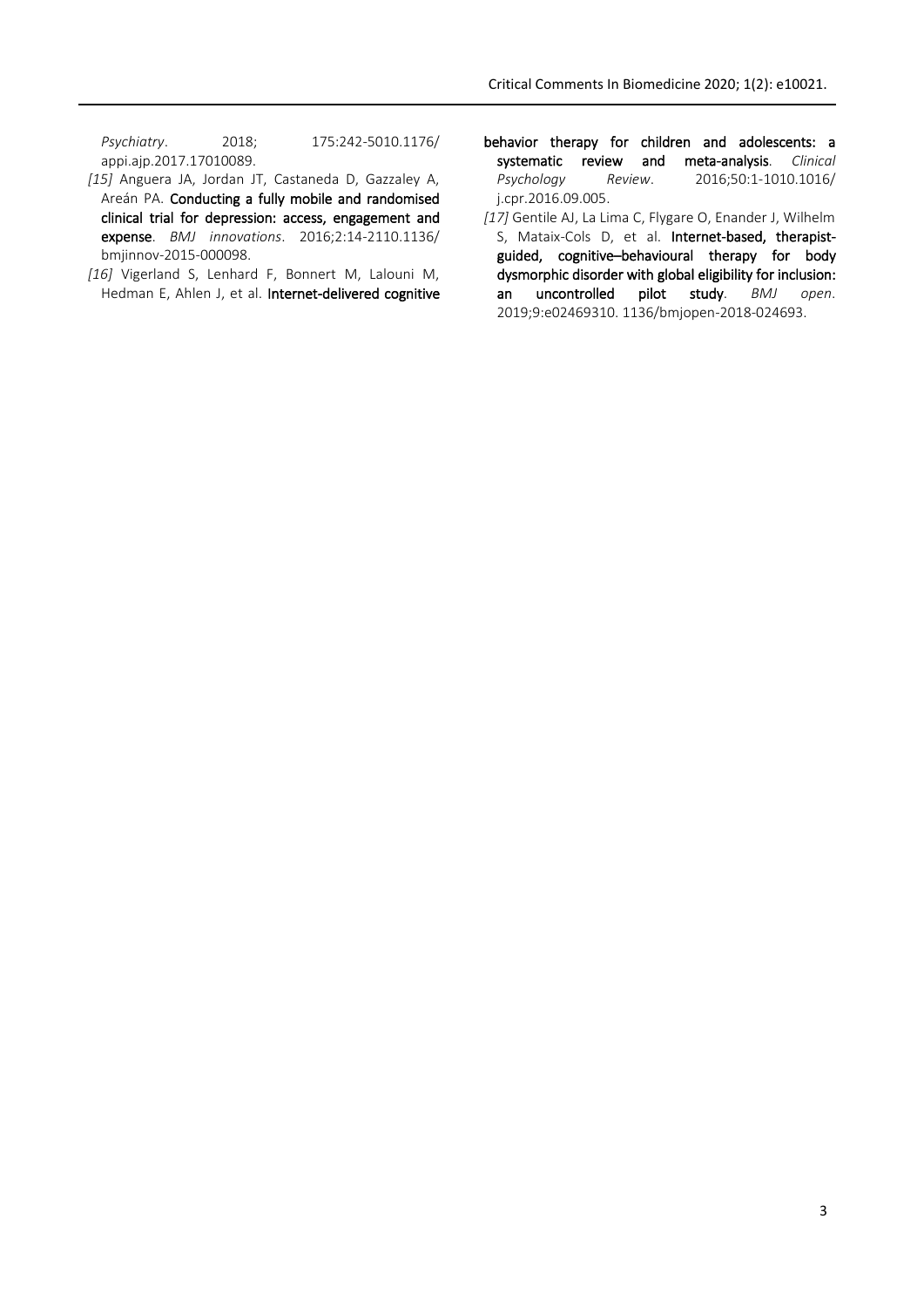*Psychiatry*. 2018; 175:242-5010.1176/ appi.ajp.2017.17010089.

[15] Anguera JA, Jordan JT, Castaneda D, Gazzaley A, Areán PA. **Conducting a fully mobile and randomised clinical trial for depression: access, engagement and expense**. *BMJ innovations*. 2016;2:14-2110.1136/ bmjinnov-2015-000098.

[16] Vigerland S, Lenhard F, Bonnert M, Lalouni M, Hedman E, Ahlen J, et al. **Internet-delivered cognitive behavior therapy for children and adolescents: a systematic review and meta-analysis**. *Clinical Psychology Review*. 2016;50:1-1010.1016/ j.cpr.2016.09.005.

[17] Gentile AJ, La Lima C, Flygare O, Enander J, Wilhelm S, Mataix-Cols D, et al. **Internet-based, therapist-guided, cognitive–behavioural therapy for body dysmorphic disorder with global eligibility for inclusion: an uncontrolled pilot study**. *BMJ open*. 2019;9:e02469310. 1136/bmjopen-2018-024693.